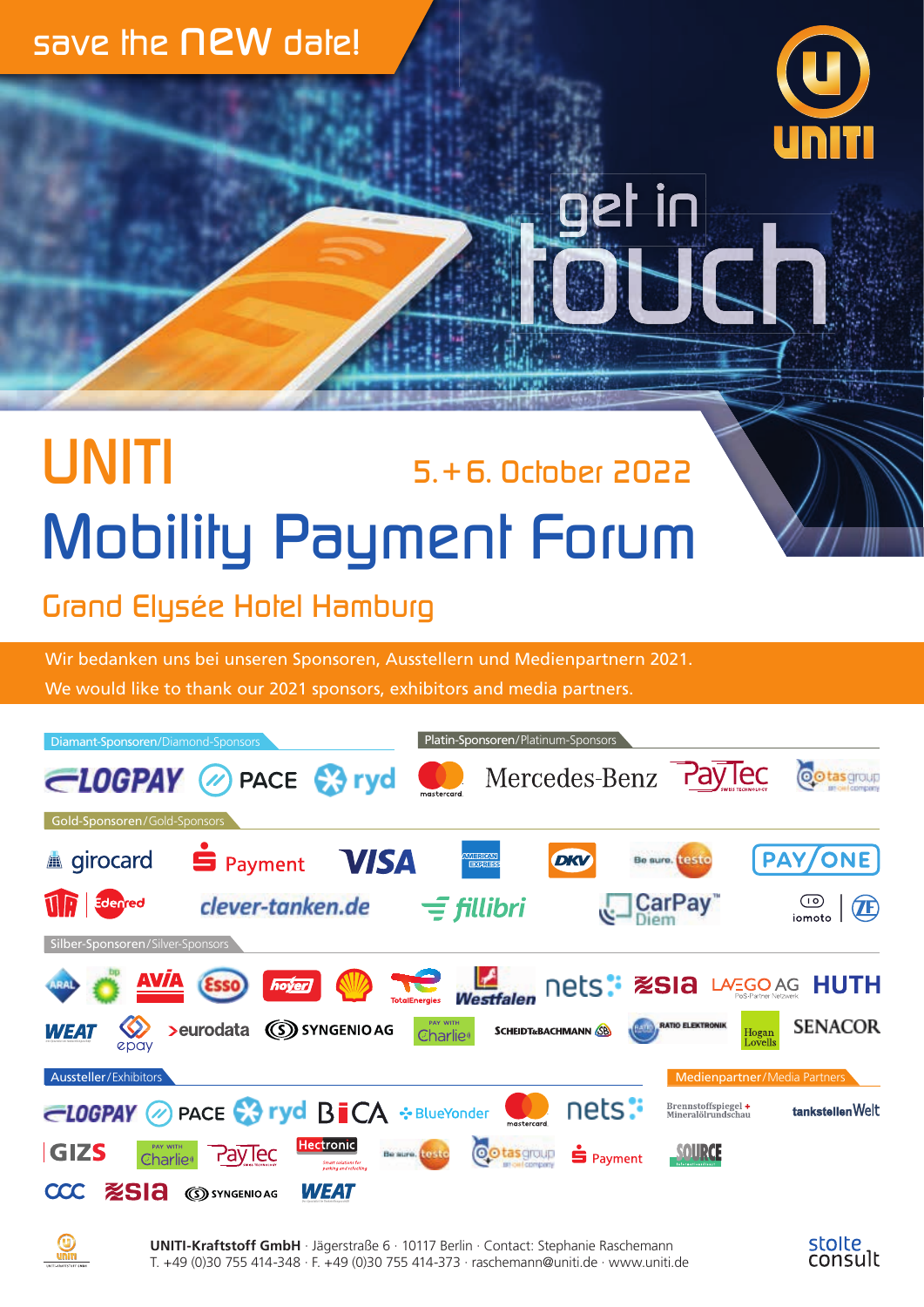save the new date!

UNITI

get in touch

# UNITI

5.+6. October 2022

# Mobility Payment Forum

## Grand Elysée Hotel Hamburg

Wir bedanken uns bei unseren Sponsoren, Ausstellern und Medienpartnern 2021.
We would like to thank our 2021 sponsors, exhibitors and media partners.

**Diamant-Sponsoren/Diamond-Sponsors**

LOGPAY · PACE · ryd

**Platin-Sponsoren/Platinum-Sponsors**

mastercard · Mercedes-Benz · PayTec · tas group

**Gold-Sponsoren/Gold-Sponsors**

girocard · S Payment · VISA · American Express · DKV · Be sure. testo · PAY/ONE · UTA · Edenred · clever-tanken.de · fillibri · CarPay Diem · iomoto · ZF

**Silber-Sponsoren/Silver-Sponsors**

ARAL · bp · AVIA · Esso · hoyer · Shell · TotalEnergies · Westfalen · nets · SIA · LAVEGO AG · HUTH · WEAT · epay · eurodata · SYNGENIO AG · Pay with Charlie · Scheidt & Bachmann · Ratio Elektronik · Hogan Lovells · SENACOR

**Aussteller/Exhibitors**

LOGPAY · PACE · ryd · BICA · BlueYonder · mastercard · nets · GIZS · Pay with Charlie · PayTec · Hectronic · Be sure. testo · tas group · S Payment · CCC · SIA · SYNGENIO AG · WEAT

**Medienpartner/Media Partners**

Brennstoffspiegel + Mineralölrundschau · tankstellenWelt · SOURCE

**UNITI-Kraftstoff GmbH** · Jägerstraße 6 · 10117 Berlin · Contact: Stephanie Raschemann
T. +49 (0)30 755 414-348 · F. +49 (0)30 755 414-373 · raschemann@uniti.de · www.uniti.de

stolte consult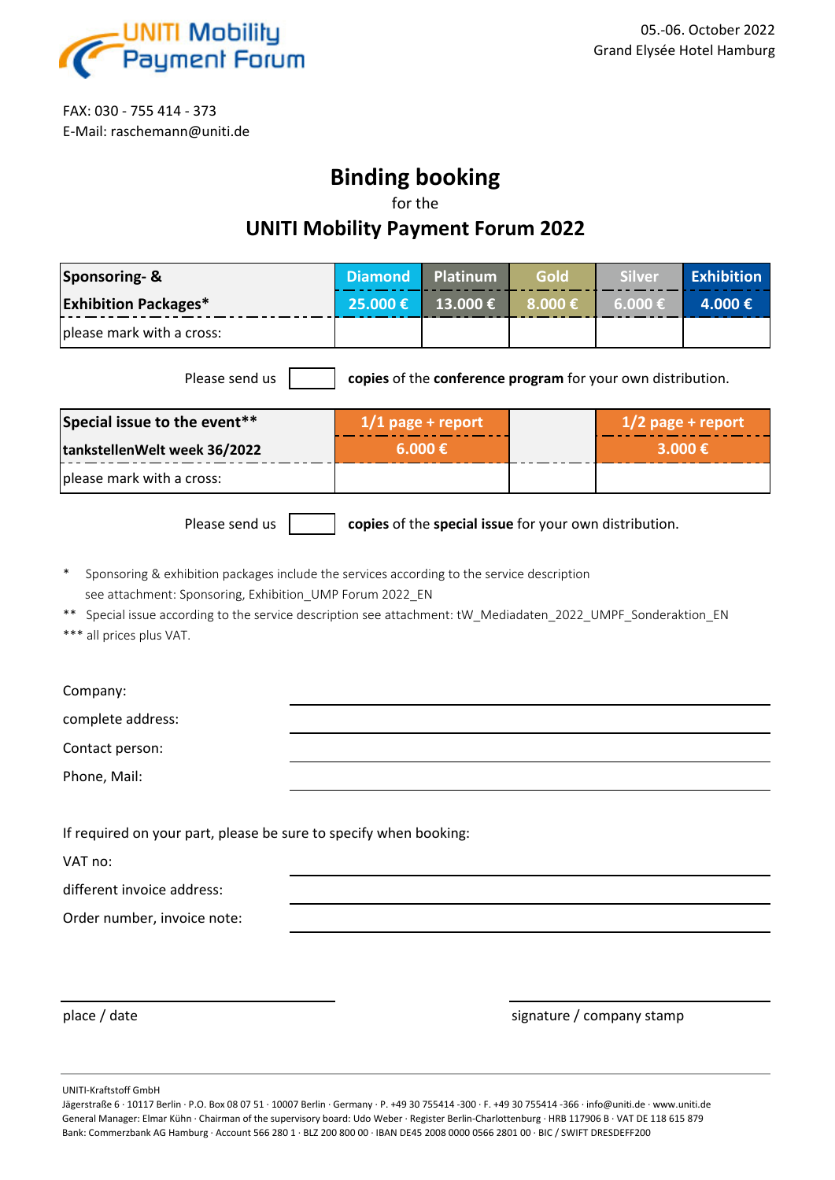UNITI Mobility Payment Forum

05.-06. October 2022
Grand Elysée Hotel Hamburg

FAX: 030 - 755 414 - 373
E-Mail: raschemann@uniti.de

# Binding booking

for the

## UNITI Mobility Payment Forum 2022

| Sponsoring- & Exhibition Packages* | Diamond 25.000 € | Platinum 13.000 € | Gold 8.000 € | Silver 6.000 € | Exhibition 4.000 € |
|---|---|---|---|---|---|
| please mark with a cross: | | | | | |

Please send us [ ] **copies** of the **conference program** for your own distribution.

| Special issue to the event** tankstellenWelt week 36/2022 | 1/1 page + report 6.000 € | | 1/2 page + report 3.000 € |
|---|---|---|---|
| please mark with a cross: | | | |

Please send us [ ] **copies** of the **special issue** for your own distribution.

\* Sponsoring & exhibition packages include the services according to the service description see attachment: Sponsoring, Exhibition_UMP Forum 2022_EN

** Special issue according to the service description see attachment: tW_Mediadaten_2022_UMPF_Sonderaktion_EN

*** all prices plus VAT.

Company: ____________________

complete address: ____________________

Contact person: ____________________

Phone, Mail: ____________________

If required on your part, please be sure to specify when booking:

VAT no: ____________________

different invoice address: ____________________

Order number, invoice note: ____________________

place / date ____________________ signature / company stamp ____________________

UNITI-Kraftstoff GmbH
Jägerstraße 6 · 10117 Berlin · P.O. Box 08 07 51 · 10007 Berlin · Germany · P. +49 30 755414 -300 · F. +49 30 755414 -366 · info@uniti.de · www.uniti.de
General Manager: Elmar Kühn · Chairman of the supervisory board: Udo Weber · Register Berlin-Charlottenburg · HRB 117906 B · VAT DE 118 615 879
Bank: Commerzbank AG Hamburg · Account 566 280 1 · BLZ 200 800 00 · IBAN DE45 2008 0000 0566 2801 00 · BIC / SWIFT DRESDEFF200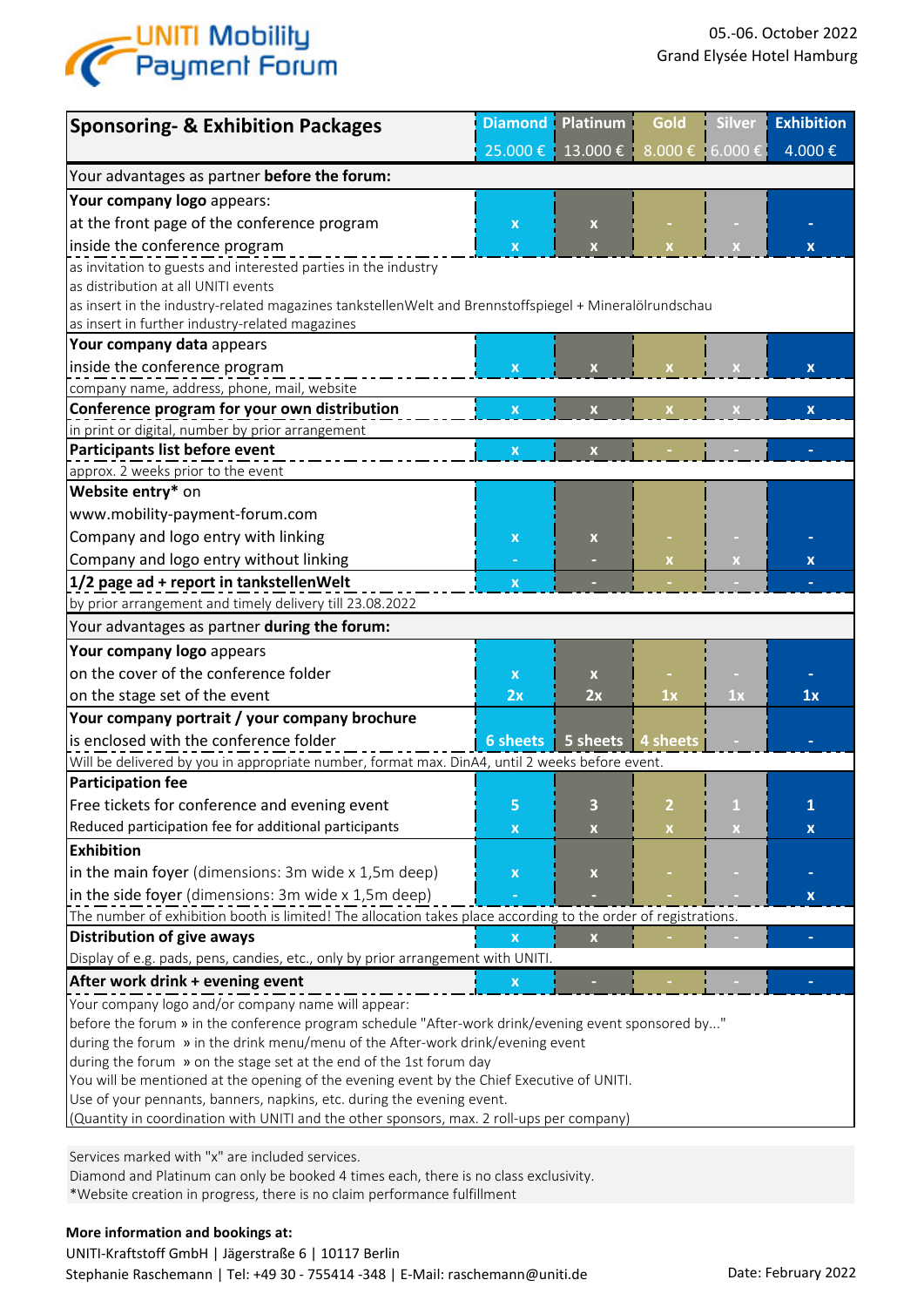UNITI Mobility Payment Forum

05.-06. October 2022
Grand Elysée Hotel Hamburg

| Sponsoring- & Exhibition Packages | Diamond 25.000 € | Platinum 13.000 € | Gold 8.000 € | Silver 6.000 € | Exhibition 4.000 € |
|---|---|---|---|---|---|
| Your advantages as partner **before the forum:** | | | | | |
| **Your company logo** appears: | | | | | |
| at the front page of the conference program | x | x | - | - | - |
| inside the conference program | x | x | x | x | x |
| as invitation to guests and interested parties in the industry<br>as distribution at all UNITI events<br>as insert in the industry-related magazines tankstellenWelt and Brennstoffspiegel + Mineralölrundschau<br>as insert in further industry-related magazines | | | | | |
| **Your company data** appears | | | | | |
| inside the conference program | x | x | x | x | x |
| company name, address, phone, mail, website | | | | | |
| **Conference program for your own distribution** | x | x | x | x | x |
| in print or digital, number by prior arrangement | | | | | |
| **Participants list before event** | x | x | - | - | - |
| approx. 2 weeks prior to the event | | | | | |
| **Website entry*** on | | | | | |
| www.mobility-payment-forum.com | | | | | |
| Company and logo entry with linking | x | x | - | - | - |
| Company and logo entry without linking | - | - | x | x | x |
| **1/2 page ad + report in tankstellenWelt** | x | - | - | - | - |
| by prior arrangement and timely delivery till 23.08.2022 | | | | | |
| Your advantages as partner **during the forum:** | | | | | |
| **Your company logo** appears | | | | | |
| on the cover of the conference folder | x | x | - | - | - |
| on the stage set of the event | 2x | 2x | 1x | 1x | 1x |
| **Your company portrait / your company brochure** | | | | | |
| is enclosed with the conference folder | 6 sheets | 5 sheets | 4 sheets | - | - |
| Will be delivered by you in appropriate number, format max. DinA4, until 2 weeks before event. | | | | | |
| **Participation fee** | | | | | |
| Free tickets for conference and evening event | 5 | 3 | 2 | 1 | 1 |
| Reduced participation fee for additional participants | x | x | x | x | x |
| **Exhibition** | | | | | |
| in the main foyer (dimensions: 3m wide x 1,5m deep) | x | x | - | - | - |
| in the side foyer (dimensions: 3m wide x 1,5m deep) | - | - | - | - | x |
| The number of exhibition booth is limited! The allocation takes place according to the order of registrations. | | | | | |
| **Distribution of give aways** | x | x | - | - | - |
| Display of e.g. pads, pens, candies, etc., only by prior arrangement with UNITI. | | | | | |
| **After work drink + evening event** | x | - | - | - | - |
| Your company logo and/or company name will appear:<br>before the forum » in the conference program schedule "After-work drink/evening event sponsored by..."<br>during the forum » in the drink menu/menu of the After-work drink/evening event<br>during the forum » on the stage set at the end of the 1st forum day<br>You will be mentioned at the opening of the evening event by the Chief Executive of UNITI.<br>Use of your pennants, banners, napkins, etc. during the evening event.<br>(Quantity in coordination with UNITI and the other sponsors, max. 2 roll-ups per company) | | | | | |

Services marked with "x" are included services.
Diamond and Platinum can only be booked 4 times each, there is no class exclusivity.
*Website creation in progress, there is no claim performance fulfillment

**More information and bookings at:**
UNITI-Kraftstoff GmbH | Jägerstraße 6 | 10117 Berlin
Stephanie Raschemann | Tel: +49 30 - 755414 -348 | E-Mail: raschemann@uniti.de

Date: February 2022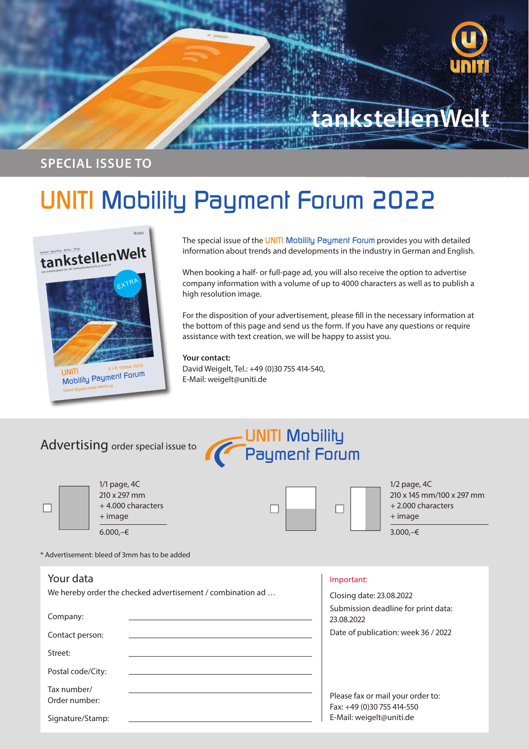## SPECIAL ISSUE TO

# UNITI Mobility Payment Forum 2022

The special issue of the UNITI Mobility Payment Forum provides you with detailed information about trends and developments in the industry in German and English.

When booking a half- or full-page ad, you will also receive the option to advertise company information with a volume of up to 4000 characters as well as to publish a high resolution image.

For the disposition of your advertisement, please fill in the necessary information at the bottom of this page and send us the form. If you have any questions or require assistance with text creation, we will be happy to assist you.

**Your contact:**
David Weigelt, Tel.: +49 (0)30 755 414-540,
E-Mail: weigelt@uniti.de

## Advertising order special issue to UNITI Mobility Payment Forum

☐ 1/1 page, 4C
210 x 297 mm
+ 4.000 characters
+ image
6.000,–€

☐ ☐ 1/2 page, 4C
210 x 145 mm/100 x 297 mm
+ 2.000 characters
+ image
3.000,–€

* Advertisement: bleed of 3mm has to be added

### Your data

We hereby order the checked advertisement / combination ad …

Company: ______________________

Contact person: ______________________

Street: ______________________

Postal code/City: ______________________

Tax number/
Order number: ______________________

Signature/Stamp: ______________________

**Important:**

Closing date: 23.08.2022

Submission deadline for print data: 23.08.2022

Date of publication: week 36 / 2022

Please fax or mail your order to:
Fax: +49 (0)30 755 414-550
E-Mail: weigelt@uniti.de